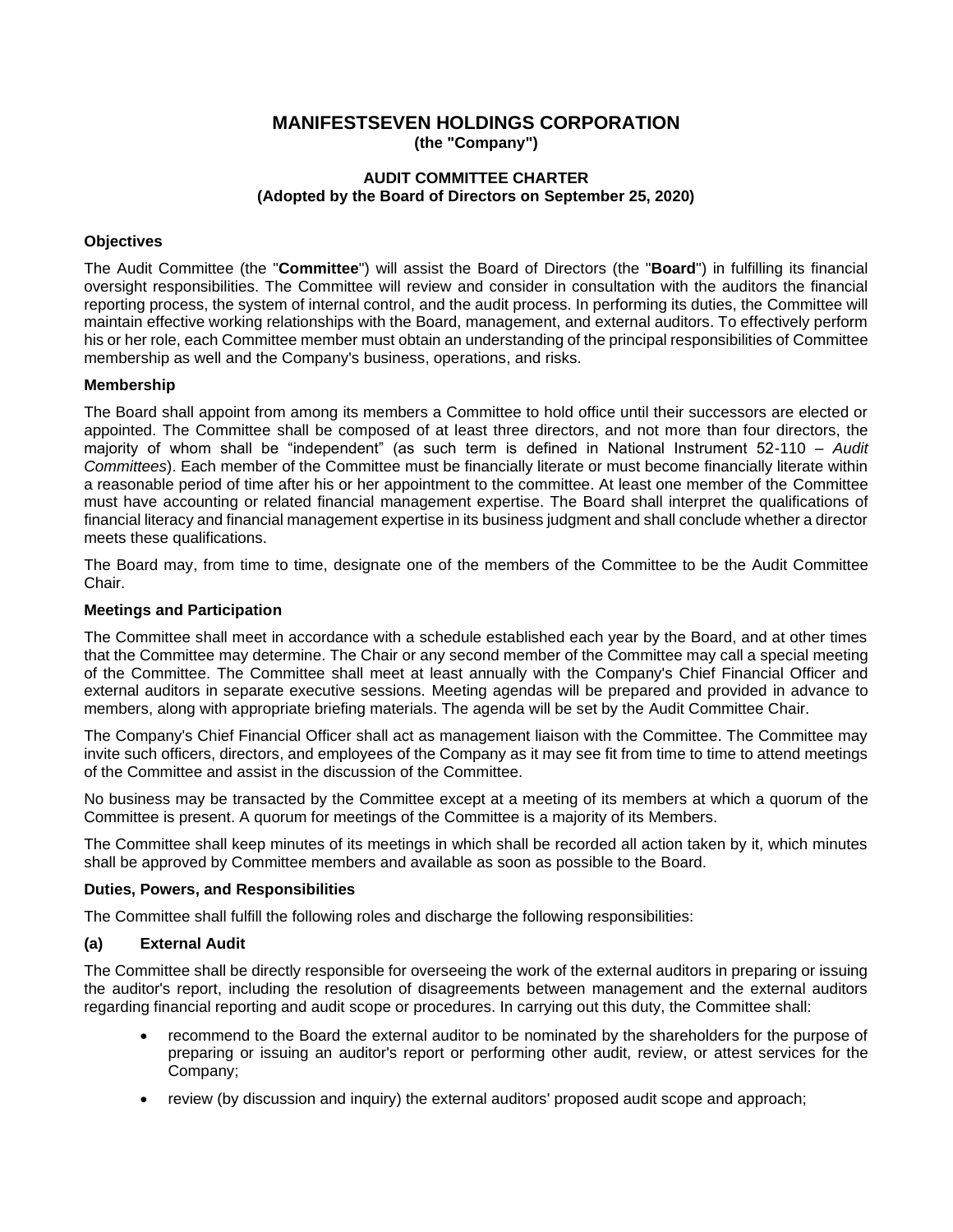# MANIFESTSEVEN HOLDINGS CORPORATION

**(the "Company")**

**AUDIT COMMITTEE CHARTER**
**(Adopted by the Board of Directors on September 25, 2020)**

### Objectives

The Audit Committee (the "**Committee**") will assist the Board of Directors (the "**Board**") in fulfilling its financial oversight responsibilities. The Committee will review and consider in consultation with the auditors the financial reporting process, the system of internal control, and the audit process. In performing its duties, the Committee will maintain effective working relationships with the Board, management, and external auditors. To effectively perform his or her role, each Committee member must obtain an understanding of the principal responsibilities of Committee membership as well and the Company's business, operations, and risks.

### Membership

The Board shall appoint from among its members a Committee to hold office until their successors are elected or appointed. The Committee shall be composed of at least three directors, and not more than four directors, the majority of whom shall be "independent" (as such term is defined in National Instrument 52-110 – *Audit Committees*). Each member of the Committee must be financially literate or must become financially literate within a reasonable period of time after his or her appointment to the committee. At least one member of the Committee must have accounting or related financial management expertise. The Board shall interpret the qualifications of financial literacy and financial management expertise in its business judgment and shall conclude whether a director meets these qualifications.

The Board may, from time to time, designate one of the members of the Committee to be the Audit Committee Chair.

### Meetings and Participation

The Committee shall meet in accordance with a schedule established each year by the Board, and at other times that the Committee may determine. The Chair or any second member of the Committee may call a special meeting of the Committee. The Committee shall meet at least annually with the Company's Chief Financial Officer and external auditors in separate executive sessions. Meeting agendas will be prepared and provided in advance to members, along with appropriate briefing materials. The agenda will be set by the Audit Committee Chair.

The Company's Chief Financial Officer shall act as management liaison with the Committee. The Committee may invite such officers, directors, and employees of the Company as it may see fit from time to time to attend meetings of the Committee and assist in the discussion of the Committee.

No business may be transacted by the Committee except at a meeting of its members at which a quorum of the Committee is present. A quorum for meetings of the Committee is a majority of its Members.

The Committee shall keep minutes of its meetings in which shall be recorded all action taken by it, which minutes shall be approved by Committee members and available as soon as possible to the Board.

### Duties, Powers, and Responsibilities

The Committee shall fulfill the following roles and discharge the following responsibilities:

#### (a) External Audit

The Committee shall be directly responsible for overseeing the work of the external auditors in preparing or issuing the auditor's report, including the resolution of disagreements between management and the external auditors regarding financial reporting and audit scope or procedures. In carrying out this duty, the Committee shall:

- recommend to the Board the external auditor to be nominated by the shareholders for the purpose of preparing or issuing an auditor's report or performing other audit, review, or attest services for the Company;
- review (by discussion and inquiry) the external auditors' proposed audit scope and approach;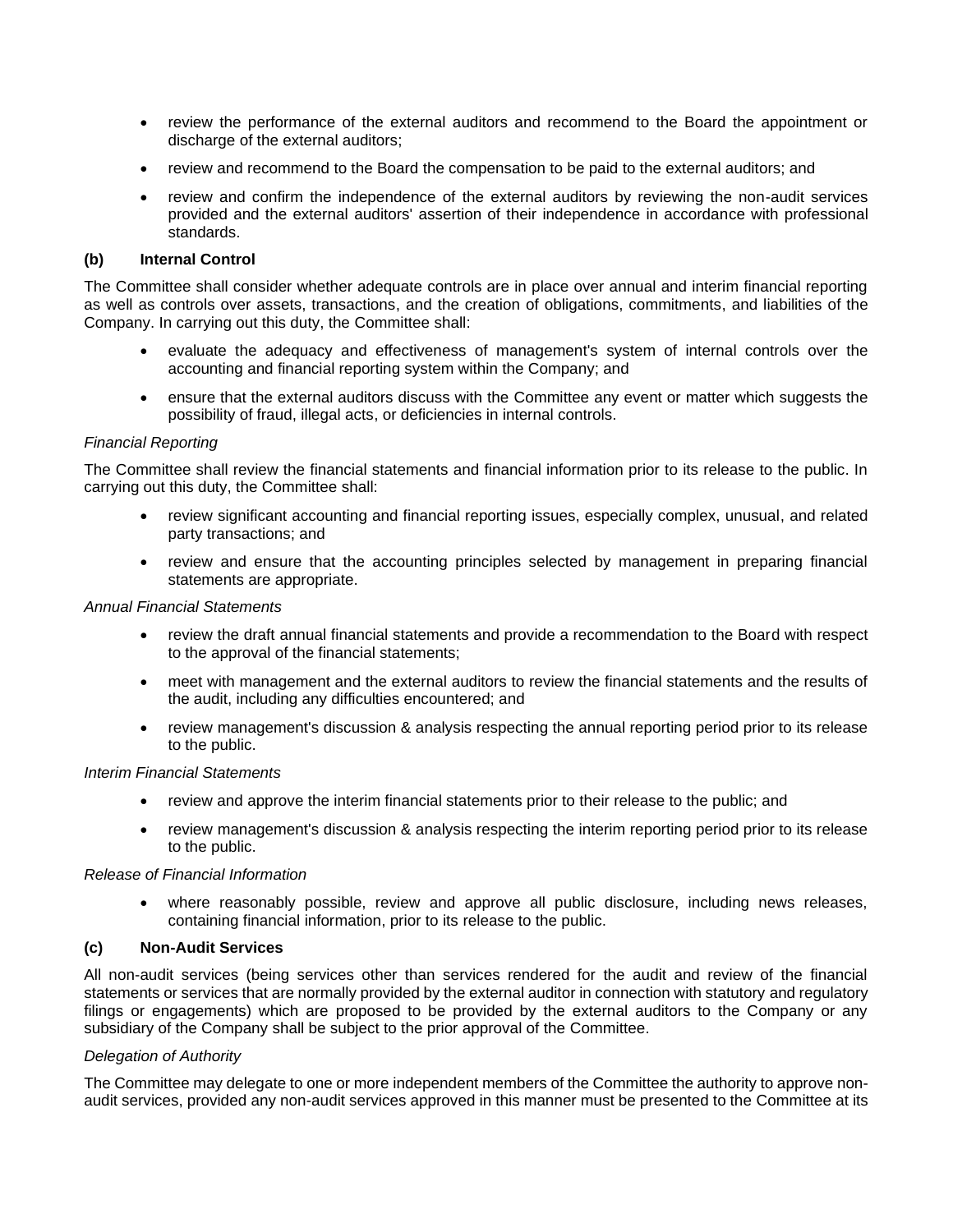- review the performance of the external auditors and recommend to the Board the appointment or discharge of the external auditors;
- review and recommend to the Board the compensation to be paid to the external auditors; and
- review and confirm the independence of the external auditors by reviewing the non-audit services provided and the external auditors' assertion of their independence in accordance with professional standards.

**(b) Internal Control**

The Committee shall consider whether adequate controls are in place over annual and interim financial reporting as well as controls over assets, transactions, and the creation of obligations, commitments, and liabilities of the Company. In carrying out this duty, the Committee shall:

- evaluate the adequacy and effectiveness of management's system of internal controls over the accounting and financial reporting system within the Company; and
- ensure that the external auditors discuss with the Committee any event or matter which suggests the possibility of fraud, illegal acts, or deficiencies in internal controls.

*Financial Reporting*

The Committee shall review the financial statements and financial information prior to its release to the public. In carrying out this duty, the Committee shall:

- review significant accounting and financial reporting issues, especially complex, unusual, and related party transactions; and
- review and ensure that the accounting principles selected by management in preparing financial statements are appropriate.

*Annual Financial Statements*

- review the draft annual financial statements and provide a recommendation to the Board with respect to the approval of the financial statements;
- meet with management and the external auditors to review the financial statements and the results of the audit, including any difficulties encountered; and
- review management's discussion & analysis respecting the annual reporting period prior to its release to the public.

*Interim Financial Statements*

- review and approve the interim financial statements prior to their release to the public; and
- review management's discussion & analysis respecting the interim reporting period prior to its release to the public.

*Release of Financial Information*

- where reasonably possible, review and approve all public disclosure, including news releases, containing financial information, prior to its release to the public.

**(c) Non-Audit Services**

All non-audit services (being services other than services rendered for the audit and review of the financial statements or services that are normally provided by the external auditor in connection with statutory and regulatory filings or engagements) which are proposed to be provided by the external auditors to the Company or any subsidiary of the Company shall be subject to the prior approval of the Committee.

*Delegation of Authority*

The Committee may delegate to one or more independent members of the Committee the authority to approve non-audit services, provided any non-audit services approved in this manner must be presented to the Committee at its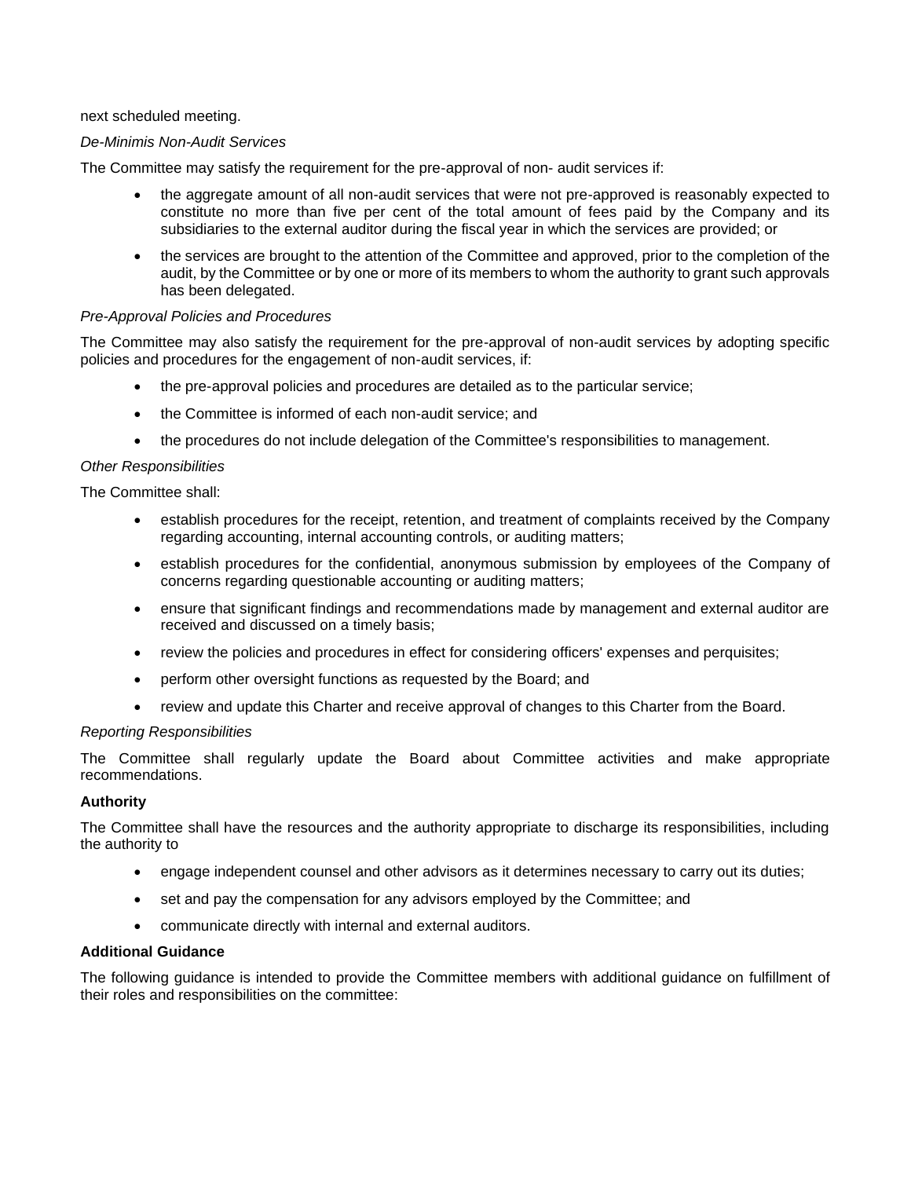next scheduled meeting.

*De-Minimis Non-Audit Services*

The Committee may satisfy the requirement for the pre-approval of non- audit services if:

- the aggregate amount of all non-audit services that were not pre-approved is reasonably expected to constitute no more than five per cent of the total amount of fees paid by the Company and its subsidiaries to the external auditor during the fiscal year in which the services are provided; or
- the services are brought to the attention of the Committee and approved, prior to the completion of the audit, by the Committee or by one or more of its members to whom the authority to grant such approvals has been delegated.

*Pre-Approval Policies and Procedures*

The Committee may also satisfy the requirement for the pre-approval of non-audit services by adopting specific policies and procedures for the engagement of non-audit services, if:

- the pre-approval policies and procedures are detailed as to the particular service;
- the Committee is informed of each non-audit service; and
- the procedures do not include delegation of the Committee's responsibilities to management.

*Other Responsibilities*

The Committee shall:

- establish procedures for the receipt, retention, and treatment of complaints received by the Company regarding accounting, internal accounting controls, or auditing matters;
- establish procedures for the confidential, anonymous submission by employees of the Company of concerns regarding questionable accounting or auditing matters;
- ensure that significant findings and recommendations made by management and external auditor are received and discussed on a timely basis;
- review the policies and procedures in effect for considering officers' expenses and perquisites;
- perform other oversight functions as requested by the Board; and
- review and update this Charter and receive approval of changes to this Charter from the Board.

*Reporting Responsibilities*

The Committee shall regularly update the Board about Committee activities and make appropriate recommendations.

**Authority**

The Committee shall have the resources and the authority appropriate to discharge its responsibilities, including the authority to

- engage independent counsel and other advisors as it determines necessary to carry out its duties;
- set and pay the compensation for any advisors employed by the Committee; and
- communicate directly with internal and external auditors.

**Additional Guidance**

The following guidance is intended to provide the Committee members with additional guidance on fulfillment of their roles and responsibilities on the committee: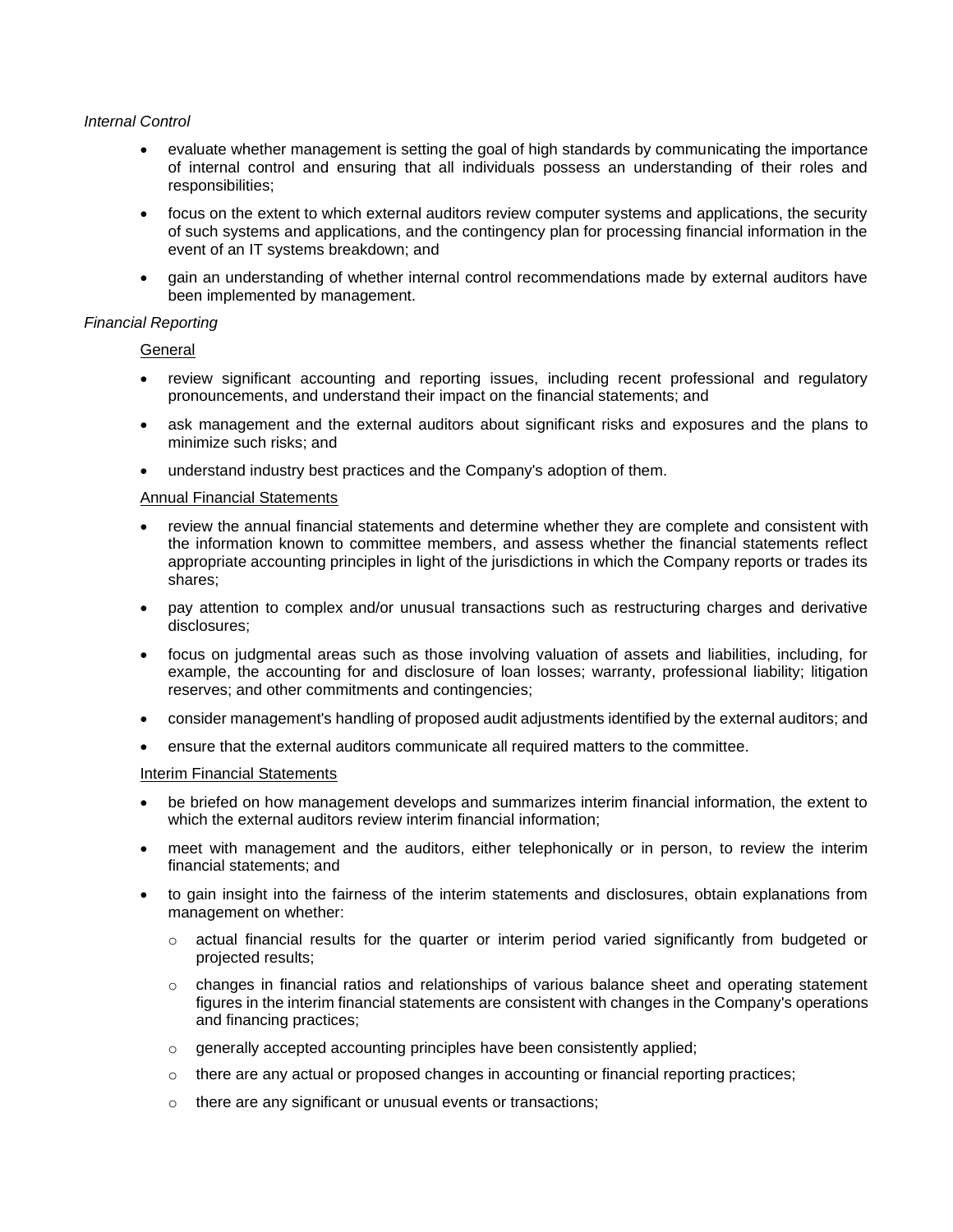*Internal Control*

- evaluate whether management is setting the goal of high standards by communicating the importance of internal control and ensuring that all individuals possess an understanding of their roles and responsibilities;
- focus on the extent to which external auditors review computer systems and applications, the security of such systems and applications, and the contingency plan for processing financial information in the event of an IT systems breakdown; and
- gain an understanding of whether internal control recommendations made by external auditors have been implemented by management.

*Financial Reporting*

General

- review significant accounting and reporting issues, including recent professional and regulatory pronouncements, and understand their impact on the financial statements; and
- ask management and the external auditors about significant risks and exposures and the plans to minimize such risks; and
- understand industry best practices and the Company's adoption of them.

Annual Financial Statements

- review the annual financial statements and determine whether they are complete and consistent with the information known to committee members, and assess whether the financial statements reflect appropriate accounting principles in light of the jurisdictions in which the Company reports or trades its shares;
- pay attention to complex and/or unusual transactions such as restructuring charges and derivative disclosures;
- focus on judgmental areas such as those involving valuation of assets and liabilities, including, for example, the accounting for and disclosure of loan losses; warranty, professional liability; litigation reserves; and other commitments and contingencies;
- consider management's handling of proposed audit adjustments identified by the external auditors; and
- ensure that the external auditors communicate all required matters to the committee.

Interim Financial Statements

- be briefed on how management develops and summarizes interim financial information, the extent to which the external auditors review interim financial information;
- meet with management and the auditors, either telephonically or in person, to review the interim financial statements; and
- to gain insight into the fairness of the interim statements and disclosures, obtain explanations from management on whether:
  - actual financial results for the quarter or interim period varied significantly from budgeted or projected results;
  - changes in financial ratios and relationships of various balance sheet and operating statement figures in the interim financial statements are consistent with changes in the Company's operations and financing practices;
  - generally accepted accounting principles have been consistently applied;
  - there are any actual or proposed changes in accounting or financial reporting practices;
  - there are any significant or unusual events or transactions;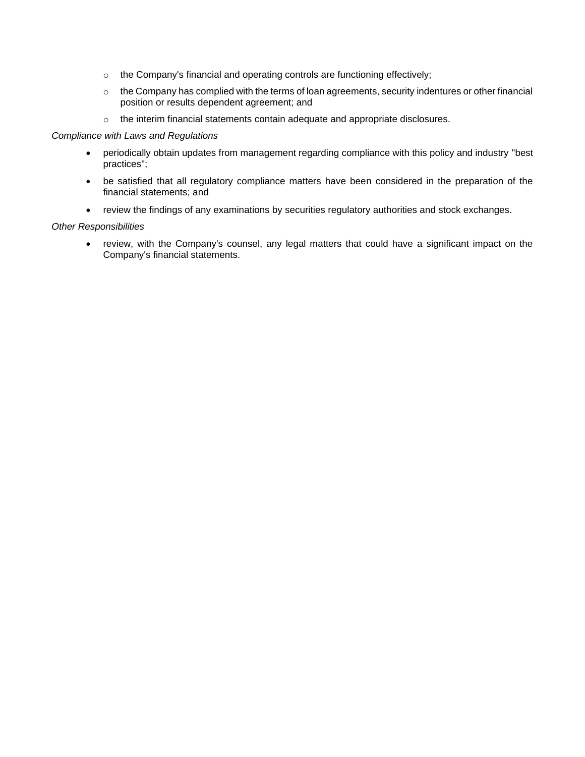- the Company's financial and operating controls are functioning effectively;
    - the Company has complied with the terms of loan agreements, security indentures or other financial position or results dependent agreement; and
    - the interim financial statements contain adequate and appropriate disclosures.

*Compliance with Laws and Regulations*

- periodically obtain updates from management regarding compliance with this policy and industry "best practices";
- be satisfied that all regulatory compliance matters have been considered in the preparation of the financial statements; and
- review the findings of any examinations by securities regulatory authorities and stock exchanges.

*Other Responsibilities*

- review, with the Company's counsel, any legal matters that could have a significant impact on the Company's financial statements.